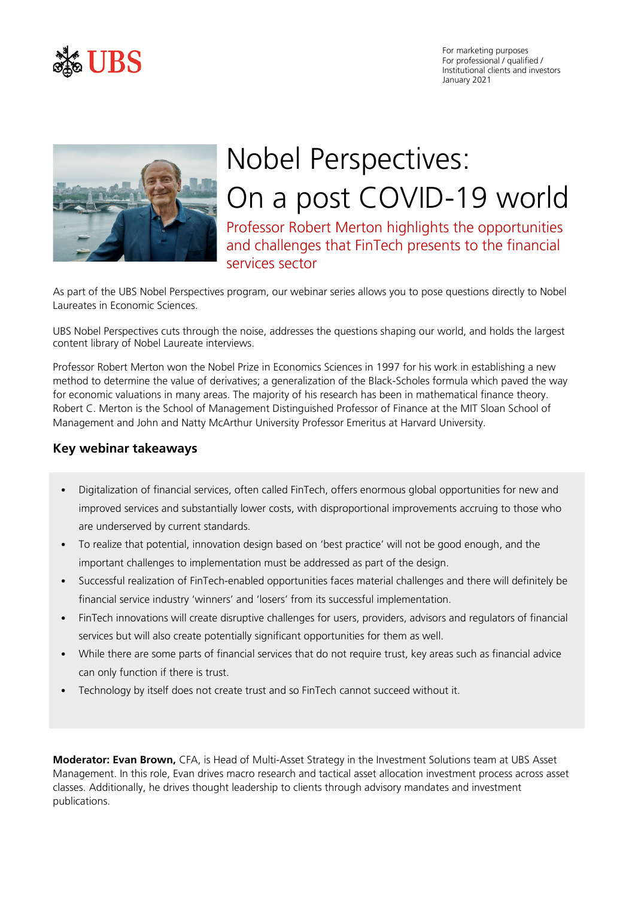UBS

For marketing purposes
For professional / qualified / Institutional clients and investors
January 2021

# Nobel Perspectives: On a post COVID-19 world

## Professor Robert Merton highlights the opportunities and challenges that FinTech presents to the financial services sector

As part of the UBS Nobel Perspectives program, our webinar series allows you to pose questions directly to Nobel Laureates in Economic Sciences.

UBS Nobel Perspectives cuts through the noise, addresses the questions shaping our world, and holds the largest content library of Nobel Laureate interviews.

Professor Robert Merton won the Nobel Prize in Economics Sciences in 1997 for his work in establishing a new method to determine the value of derivatives; a generalization of the Black-Scholes formula which paved the way for economic valuations in many areas. The majority of his research has been in mathematical finance theory. Robert C. Merton is the School of Management Distinguished Professor of Finance at the MIT Sloan School of Management and John and Natty McArthur University Professor Emeritus at Harvard University.

### Key webinar takeaways

- Digitalization of financial services, often called FinTech, offers enormous global opportunities for new and improved services and substantially lower costs, with disproportional improvements accruing to those who are underserved by current standards.
- To realize that potential, innovation design based on 'best practice' will not be good enough, and the important challenges to implementation must be addressed as part of the design.
- Successful realization of FinTech-enabled opportunities faces material challenges and there will definitely be financial service industry 'winners' and 'losers' from its successful implementation.
- FinTech innovations will create disruptive challenges for users, providers, advisors and regulators of financial services but will also create potentially significant opportunities for them as well.
- While there are some parts of financial services that do not require trust, key areas such as financial advice can only function if there is trust.
- Technology by itself does not create trust and so FinTech cannot succeed without it.

**Moderator: Evan Brown,** CFA, is Head of Multi-Asset Strategy in the Investment Solutions team at UBS Asset Management. In this role, Evan drives macro research and tactical asset allocation investment process across asset classes. Additionally, he drives thought leadership to clients through advisory mandates and investment publications.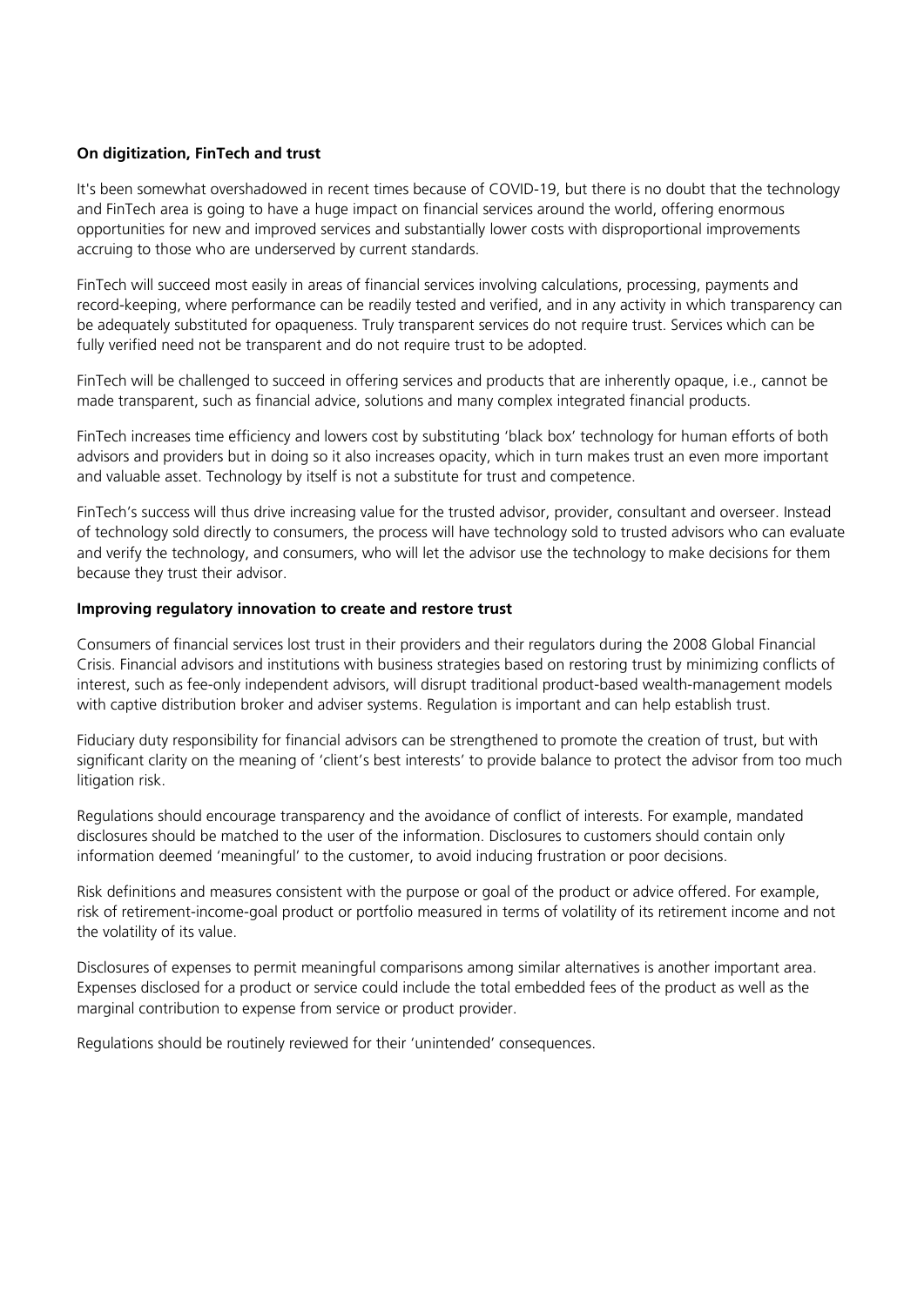**On digitization, FinTech and trust**

It's been somewhat overshadowed in recent times because of COVID-19, but there is no doubt that the technology and FinTech area is going to have a huge impact on financial services around the world, offering enormous opportunities for new and improved services and substantially lower costs with disproportional improvements accruing to those who are underserved by current standards.

FinTech will succeed most easily in areas of financial services involving calculations, processing, payments and record-keeping, where performance can be readily tested and verified, and in any activity in which transparency can be adequately substituted for opaqueness. Truly transparent services do not require trust. Services which can be fully verified need not be transparent and do not require trust to be adopted.

FinTech will be challenged to succeed in offering services and products that are inherently opaque, i.e., cannot be made transparent, such as financial advice, solutions and many complex integrated financial products.

FinTech increases time efficiency and lowers cost by substituting 'black box' technology for human efforts of both advisors and providers but in doing so it also increases opacity, which in turn makes trust an even more important and valuable asset. Technology by itself is not a substitute for trust and competence.

FinTech's success will thus drive increasing value for the trusted advisor, provider, consultant and overseer. Instead of technology sold directly to consumers, the process will have technology sold to trusted advisors who can evaluate and verify the technology, and consumers, who will let the advisor use the technology to make decisions for them because they trust their advisor.

**Improving regulatory innovation to create and restore trust**

Consumers of financial services lost trust in their providers and their regulators during the 2008 Global Financial Crisis. Financial advisors and institutions with business strategies based on restoring trust by minimizing conflicts of interest, such as fee-only independent advisors, will disrupt traditional product-based wealth-management models with captive distribution broker and adviser systems. Regulation is important and can help establish trust.

Fiduciary duty responsibility for financial advisors can be strengthened to promote the creation of trust, but with significant clarity on the meaning of 'client's best interests' to provide balance to protect the advisor from too much litigation risk.

Regulations should encourage transparency and the avoidance of conflict of interests. For example, mandated disclosures should be matched to the user of the information. Disclosures to customers should contain only information deemed 'meaningful' to the customer, to avoid inducing frustration or poor decisions.

Risk definitions and measures consistent with the purpose or goal of the product or advice offered. For example, risk of retirement-income-goal product or portfolio measured in terms of volatility of its retirement income and not the volatility of its value.

Disclosures of expenses to permit meaningful comparisons among similar alternatives is another important area. Expenses disclosed for a product or service could include the total embedded fees of the product as well as the marginal contribution to expense from service or product provider.

Regulations should be routinely reviewed for their 'unintended' consequences.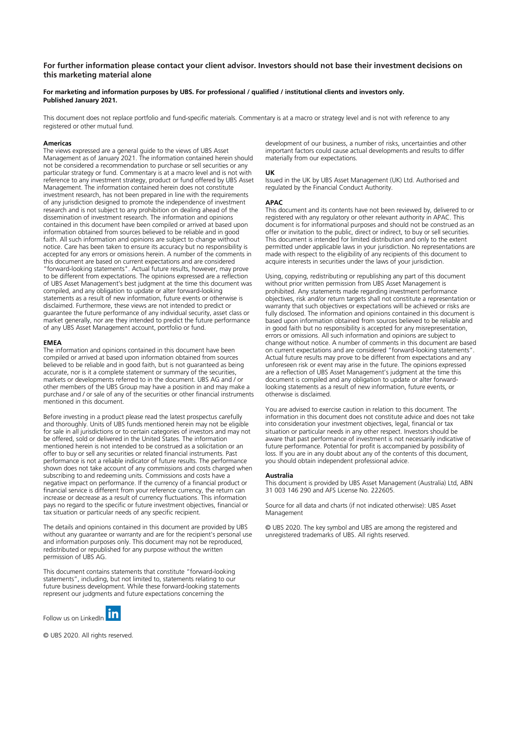**For further information please contact your client advisor. Investors should not base their investment decisions on this marketing material alone**

**For marketing and information purposes by UBS. For professional / qualified / institutional clients and investors only. Published January 2021.**

This document does not replace portfolio and fund-specific materials. Commentary is at a macro or strategy level and is not with reference to any registered or other mutual fund.

**Americas**

The views expressed are a general guide to the views of UBS Asset Management as of January 2021. The information contained herein should not be considered a recommendation to purchase or sell securities or any particular strategy or fund. Commentary is at a macro level and is not with reference to any investment strategy, product or fund offered by UBS Asset Management. The information contained herein does not constitute investment research, has not been prepared in line with the requirements of any jurisdiction designed to promote the independence of investment research and is not subject to any prohibition on dealing ahead of the dissemination of investment research. The information and opinions contained in this document have been compiled or arrived at based upon information obtained from sources believed to be reliable and in good faith. All such information and opinions are subject to change without notice. Care has been taken to ensure its accuracy but no responsibility is accepted for any errors or omissions herein. A number of the comments in this document are based on current expectations and are considered "forward-looking statements". Actual future results, however, may prove to be different from expectations. The opinions expressed are a reflection of UBS Asset Management's best judgment at the time this document was compiled, and any obligation to update or alter forward-looking statements as a result of new information, future events or otherwise is disclaimed. Furthermore, these views are not intended to predict or guarantee the future performance of any individual security, asset class or market generally, nor are they intended to predict the future performance of any UBS Asset Management account, portfolio or fund.

**EMEA**

The information and opinions contained in this document have been compiled or arrived at based upon information obtained from sources believed to be reliable and in good faith, but is not guaranteed as being accurate, nor is it a complete statement or summary of the securities, markets or developments referred to in the document. UBS AG and / or other members of the UBS Group may have a position in and may make a purchase and / or sale of any of the securities or other financial instruments mentioned in this document.

Before investing in a product please read the latest prospectus carefully and thoroughly. Units of UBS funds mentioned herein may not be eligible for sale in all jurisdictions or to certain categories of investors and may not be offered, sold or delivered in the United States. The information mentioned herein is not intended to be construed as a solicitation or an offer to buy or sell any securities or related financial instruments. Past performance is not a reliable indicator of future results. The performance shown does not take account of any commissions and costs charged when subscribing to and redeeming units. Commissions and costs have a negative impact on performance. If the currency of a financial product or financial service is different from your reference currency, the return can increase or decrease as a result of currency fluctuations. This information pays no regard to the specific or future investment objectives, financial or tax situation or particular needs of any specific recipient.

The details and opinions contained in this document are provided by UBS without any guarantee or warranty and are for the recipient's personal use and information purposes only. This document may not be reproduced, redistributed or republished for any purpose without the written permission of UBS AG.

This document contains statements that constitute "forward-looking statements", including, but not limited to, statements relating to our future business development. While these forward-looking statements represent our judgments and future expectations concerning the development of our business, a number of risks, uncertainties and other important factors could cause actual developments and results to differ materially from our expectations.

**UK**

Issued in the UK by UBS Asset Management (UK) Ltd. Authorised and regulated by the Financial Conduct Authority.

**APAC**

This document and its contents have not been reviewed by, delivered to or registered with any regulatory or other relevant authority in APAC. This document is for informational purposes and should not be construed as an offer or invitation to the public, direct or indirect, to buy or sell securities. This document is intended for limited distribution and only to the extent permitted under applicable laws in your jurisdiction. No representations are made with respect to the eligibility of any recipients of this document to acquire interests in securities under the laws of your jurisdiction.

Using, copying, redistributing or republishing any part of this document without prior written permission from UBS Asset Management is prohibited. Any statements made regarding investment performance objectives, risk and/or return targets shall not constitute a representation or warranty that such objectives or expectations will be achieved or risks are fully disclosed. The information and opinions contained in this document is based upon information obtained from sources believed to be reliable and in good faith but no responsibility is accepted for any misrepresentation, errors or omissions. All such information and opinions are subject to change without notice. A number of comments in this document are based on current expectations and are considered "forward-looking statements". Actual future results may prove to be different from expectations and any unforeseen risk or event may arise in the future. The opinions expressed are a reflection of UBS Asset Management's judgment at the time this document is compiled and any obligation to update or alter forward-looking statements as a result of new information, future events, or otherwise is disclaimed.

You are advised to exercise caution in relation to this document. The information in this document does not constitute advice and does not take into consideration your investment objectives, legal, financial or tax situation or particular needs in any other respect. Investors should be aware that past performance of investment is not necessarily indicative of future performance. Potential for profit is accompanied by possibility of loss. If you are in any doubt about any of the contents of this document, you should obtain independent professional advice.

**Australia**

This document is provided by UBS Asset Management (Australia) Ltd, ABN 31 003 146 290 and AFS License No. 222605.

Source for all data and charts (if not indicated otherwise): UBS Asset Management

© UBS 2020. The key symbol and UBS are among the registered and unregistered trademarks of UBS. All rights reserved.

Follow us on LinkedIn

© UBS 2020. All rights reserved.